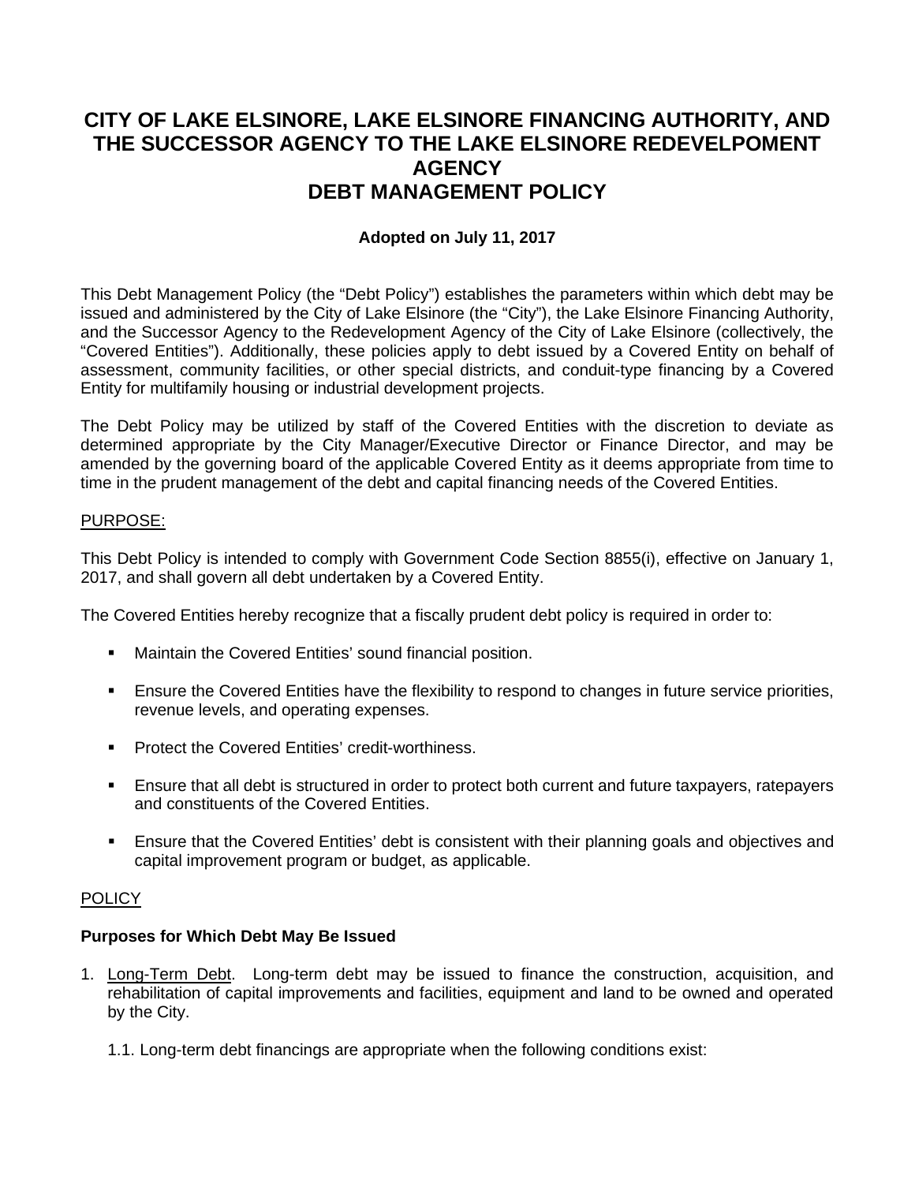# CITY OF LAKE ELSINORE, LAKE ELSINORE FINANCING AUTHORITY, AND THE SUCCESSOR AGENCY TO THE LAKE ELSINORE REDEVELPOMENT AGENCY DEBT MANAGEMENT POLICY

**Adopted on July 11, 2017**

This Debt Management Policy (the "Debt Policy") establishes the parameters within which debt may be issued and administered by the City of Lake Elsinore (the "City"), the Lake Elsinore Financing Authority, and the Successor Agency to the Redevelopment Agency of the City of Lake Elsinore (collectively, the "Covered Entities"). Additionally, these policies apply to debt issued by a Covered Entity on behalf of assessment, community facilities, or other special districts, and conduit-type financing by a Covered Entity for multifamily housing or industrial development projects.

The Debt Policy may be utilized by staff of the Covered Entities with the discretion to deviate as determined appropriate by the City Manager/Executive Director or Finance Director, and may be amended by the governing board of the applicable Covered Entity as it deems appropriate from time to time in the prudent management of the debt and capital financing needs of the Covered Entities.

## PURPOSE:

This Debt Policy is intended to comply with Government Code Section 8855(i), effective on January 1, 2017, and shall govern all debt undertaken by a Covered Entity.

The Covered Entities hereby recognize that a fiscally prudent debt policy is required in order to:

- Maintain the Covered Entities' sound financial position.
- Ensure the Covered Entities have the flexibility to respond to changes in future service priorities, revenue levels, and operating expenses.
- Protect the Covered Entities' credit-worthiness.
- Ensure that all debt is structured in order to protect both current and future taxpayers, ratepayers and constituents of the Covered Entities.
- Ensure that the Covered Entities' debt is consistent with their planning goals and objectives and capital improvement program or budget, as applicable.

## POLICY

### Purposes for Which Debt May Be Issued

1. Long-Term Debt. Long-term debt may be issued to finance the construction, acquisition, and rehabilitation of capital improvements and facilities, equipment and land to be owned and operated by the City.

   1.1. Long-term debt financings are appropriate when the following conditions exist: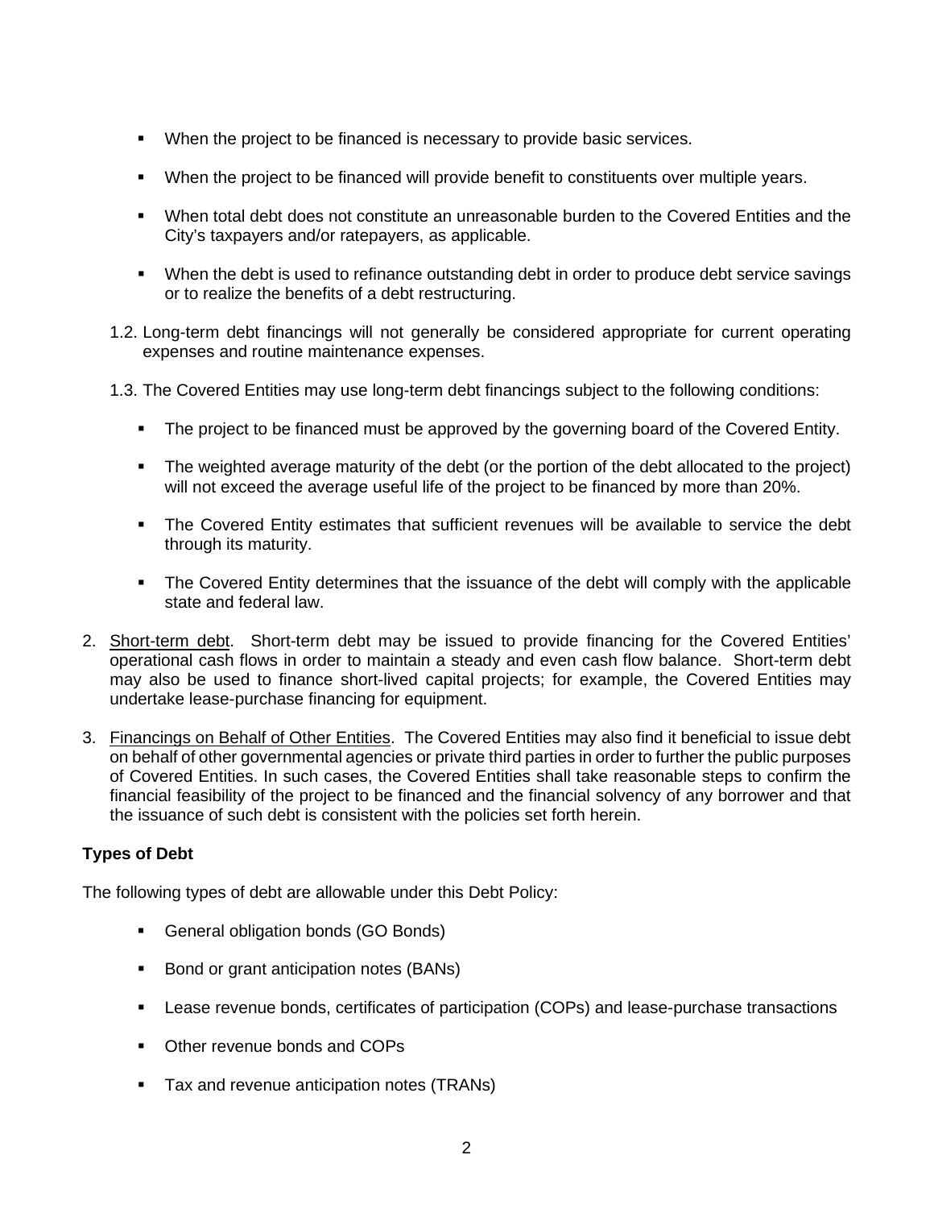- When the project to be financed is necessary to provide basic services.
- When the project to be financed will provide benefit to constituents over multiple years.
- When total debt does not constitute an unreasonable burden to the Covered Entities and the City's taxpayers and/or ratepayers, as applicable.
- When the debt is used to refinance outstanding debt in order to produce debt service savings or to realize the benefits of a debt restructuring.

1.2. Long-term debt financings will not generally be considered appropriate for current operating expenses and routine maintenance expenses.

1.3. The Covered Entities may use long-term debt financings subject to the following conditions:

- The project to be financed must be approved by the governing board of the Covered Entity.
- The weighted average maturity of the debt (or the portion of the debt allocated to the project) will not exceed the average useful life of the project to be financed by more than 20%.
- The Covered Entity estimates that sufficient revenues will be available to service the debt through its maturity.
- The Covered Entity determines that the issuance of the debt will comply with the applicable state and federal law.

2. Short-term debt. Short-term debt may be issued to provide financing for the Covered Entities' operational cash flows in order to maintain a steady and even cash flow balance. Short-term debt may also be used to finance short-lived capital projects; for example, the Covered Entities may undertake lease-purchase financing for equipment.

3. Financings on Behalf of Other Entities. The Covered Entities may also find it beneficial to issue debt on behalf of other governmental agencies or private third parties in order to further the public purposes of Covered Entities. In such cases, the Covered Entities shall take reasonable steps to confirm the financial feasibility of the project to be financed and the financial solvency of any borrower and that the issuance of such debt is consistent with the policies set forth herein.

**Types of Debt**

The following types of debt are allowable under this Debt Policy:

- General obligation bonds (GO Bonds)
- Bond or grant anticipation notes (BANs)
- Lease revenue bonds, certificates of participation (COPs) and lease-purchase transactions
- Other revenue bonds and COPs
- Tax and revenue anticipation notes (TRANs)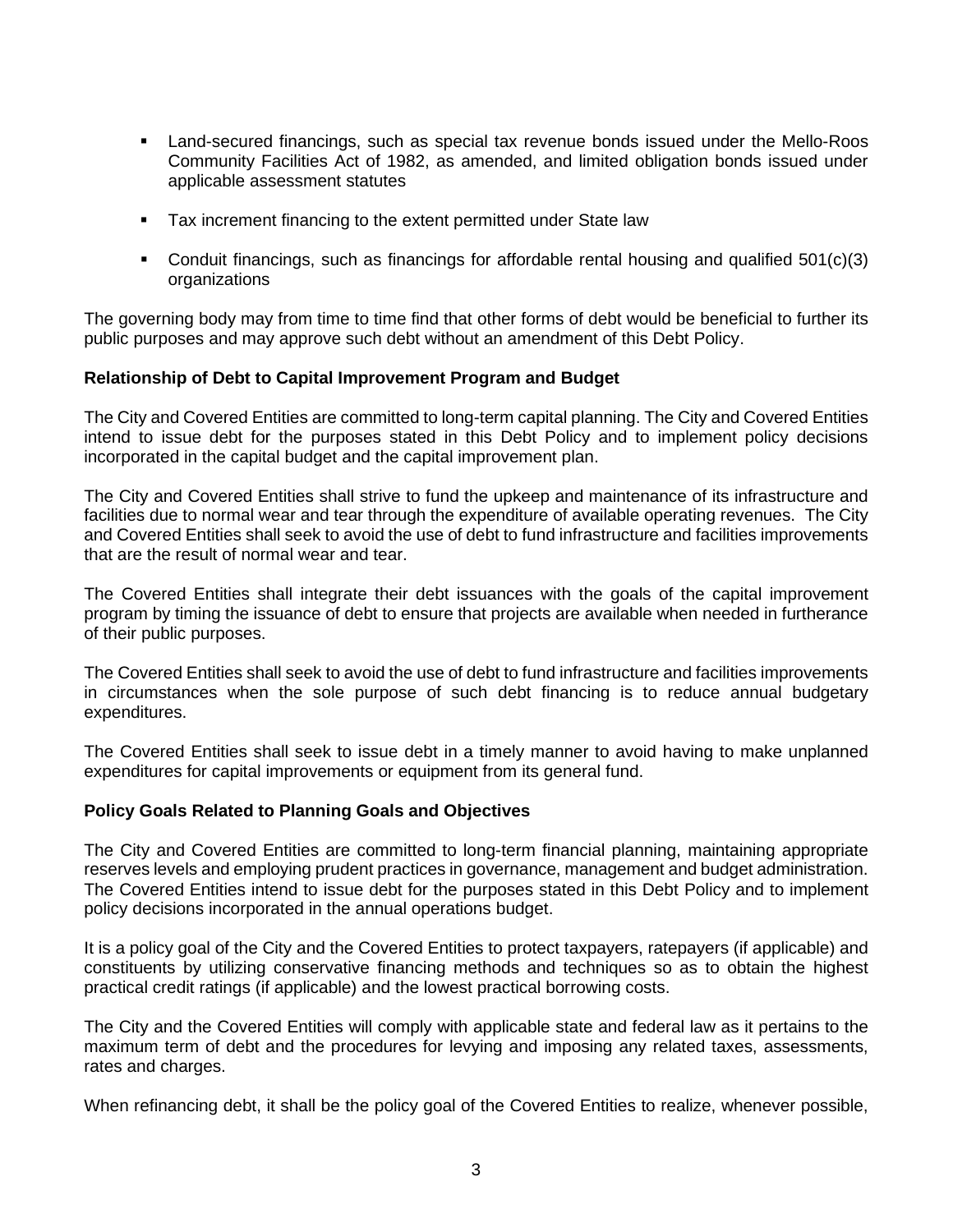- Land-secured financings, such as special tax revenue bonds issued under the Mello-Roos Community Facilities Act of 1982, as amended, and limited obligation bonds issued under applicable assessment statutes
- Tax increment financing to the extent permitted under State law
- Conduit financings, such as financings for affordable rental housing and qualified 501(c)(3) organizations

The governing body may from time to time find that other forms of debt would be beneficial to further its public purposes and may approve such debt without an amendment of this Debt Policy.

**Relationship of Debt to Capital Improvement Program and Budget**

The City and Covered Entities are committed to long-term capital planning. The City and Covered Entities intend to issue debt for the purposes stated in this Debt Policy and to implement policy decisions incorporated in the capital budget and the capital improvement plan.

The City and Covered Entities shall strive to fund the upkeep and maintenance of its infrastructure and facilities due to normal wear and tear through the expenditure of available operating revenues. The City and Covered Entities shall seek to avoid the use of debt to fund infrastructure and facilities improvements that are the result of normal wear and tear.

The Covered Entities shall integrate their debt issuances with the goals of the capital improvement program by timing the issuance of debt to ensure that projects are available when needed in furtherance of their public purposes.

The Covered Entities shall seek to avoid the use of debt to fund infrastructure and facilities improvements in circumstances when the sole purpose of such debt financing is to reduce annual budgetary expenditures.

The Covered Entities shall seek to issue debt in a timely manner to avoid having to make unplanned expenditures for capital improvements or equipment from its general fund.

**Policy Goals Related to Planning Goals and Objectives**

The City and Covered Entities are committed to long-term financial planning, maintaining appropriate reserves levels and employing prudent practices in governance, management and budget administration. The Covered Entities intend to issue debt for the purposes stated in this Debt Policy and to implement policy decisions incorporated in the annual operations budget.

It is a policy goal of the City and the Covered Entities to protect taxpayers, ratepayers (if applicable) and constituents by utilizing conservative financing methods and techniques so as to obtain the highest practical credit ratings (if applicable) and the lowest practical borrowing costs.

The City and the Covered Entities will comply with applicable state and federal law as it pertains to the maximum term of debt and the procedures for levying and imposing any related taxes, assessments, rates and charges.

When refinancing debt, it shall be the policy goal of the Covered Entities to realize, whenever possible,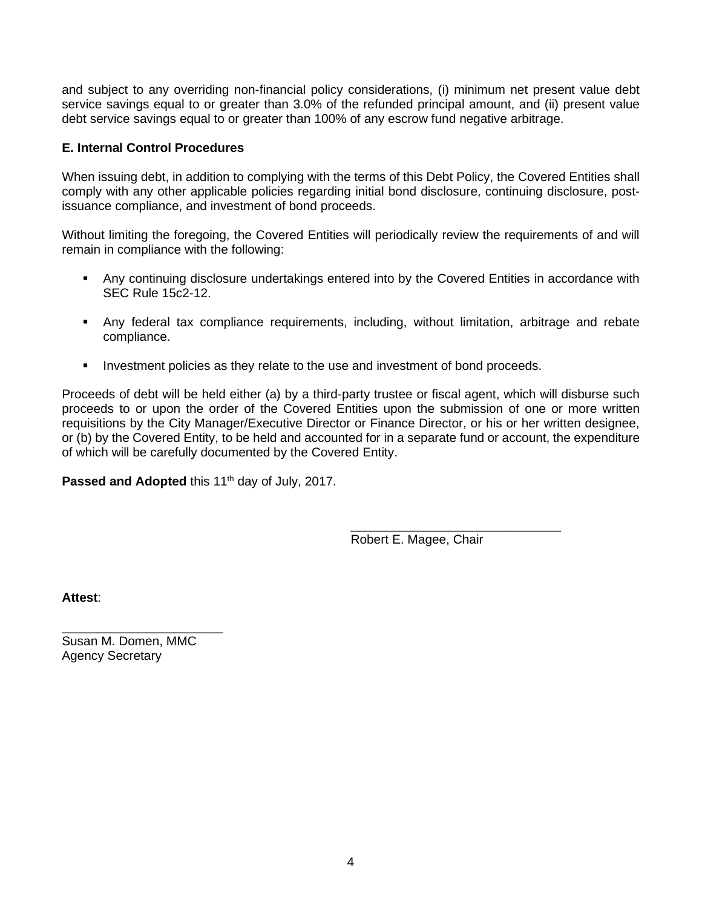and subject to any overriding non-financial policy considerations, (i) minimum net present value debt service savings equal to or greater than 3.0% of the refunded principal amount, and (ii) present value debt service savings equal to or greater than 100% of any escrow fund negative arbitrage.

**E. Internal Control Procedures**

When issuing debt, in addition to complying with the terms of this Debt Policy, the Covered Entities shall comply with any other applicable policies regarding initial bond disclosure, continuing disclosure, post-issuance compliance, and investment of bond proceeds.

Without limiting the foregoing, the Covered Entities will periodically review the requirements of and will remain in compliance with the following:

- Any continuing disclosure undertakings entered into by the Covered Entities in accordance with SEC Rule 15c2-12.
- Any federal tax compliance requirements, including, without limitation, arbitrage and rebate compliance.
- Investment policies as they relate to the use and investment of bond proceeds.

Proceeds of debt will be held either (a) by a third-party trustee or fiscal agent, which will disburse such proceeds to or upon the order of the Covered Entities upon the submission of one or more written requisitions by the City Manager/Executive Director or Finance Director, or his or her written designee, or (b) by the Covered Entity, to be held and accounted for in a separate fund or account, the expenditure of which will be carefully documented by the Covered Entity.

**Passed and Adopted** this 11th day of July, 2017.

______________________________
Robert E. Magee, Chair

**Attest**:

______________________
Susan M. Domen, MMC
Agency Secretary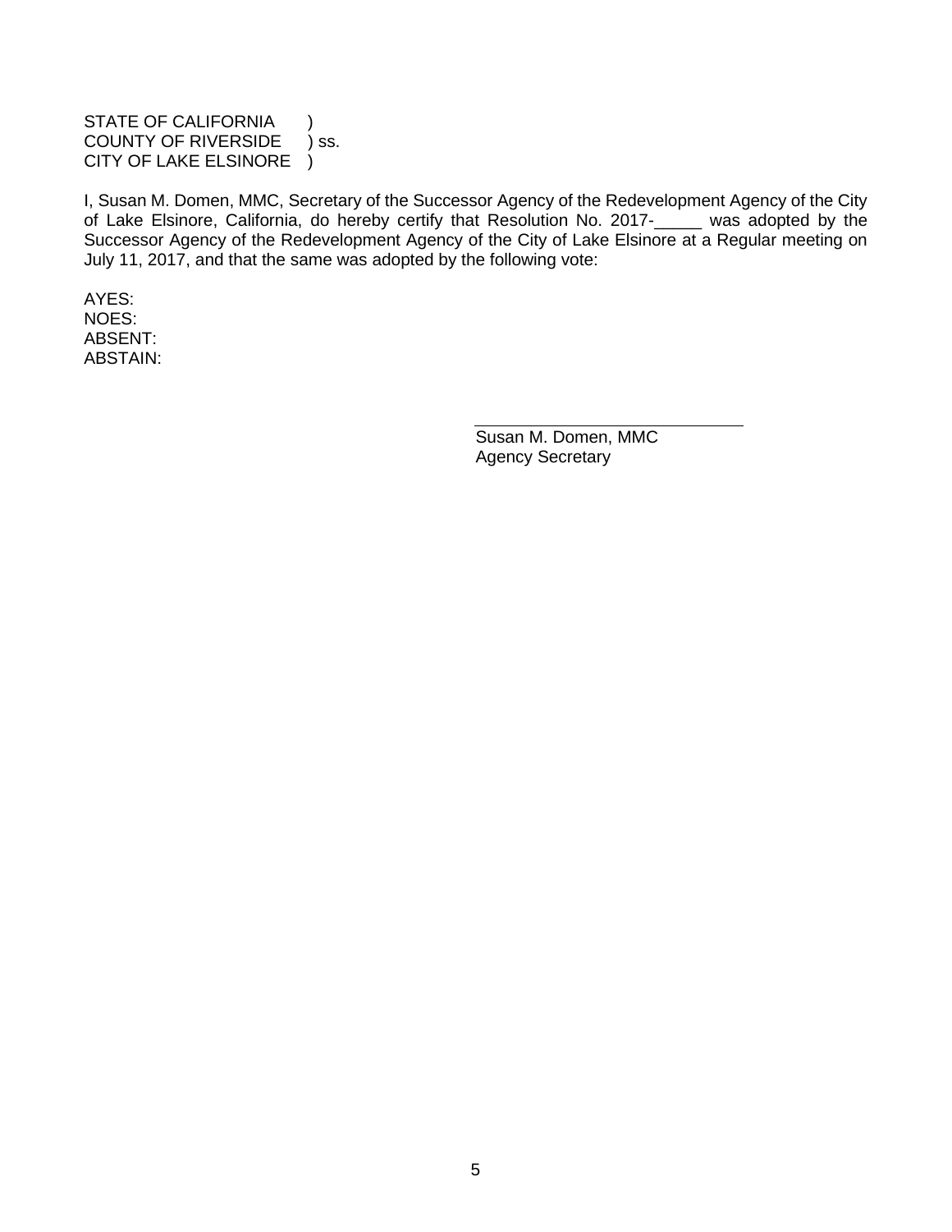STATE OF CALIFORNIA )
COUNTY OF RIVERSIDE ) ss.
CITY OF LAKE ELSINORE )

I, Susan M. Domen, MMC, Secretary of the Successor Agency of the Redevelopment Agency of the City of Lake Elsinore, California, do hereby certify that Resolution No. 2017-_____ was adopted by the Successor Agency of the Redevelopment Agency of the City of Lake Elsinore at a Regular meeting on July 11, 2017, and that the same was adopted by the following vote:

AYES:
NOES:
ABSENT:
ABSTAIN:

\_\_\_\_\_\_\_\_\_\_\_\_\_\_\_\_\_\_\_\_\_\_\_\_\_\_\_\_\_\_
Susan M. Domen, MMC
Agency Secretary